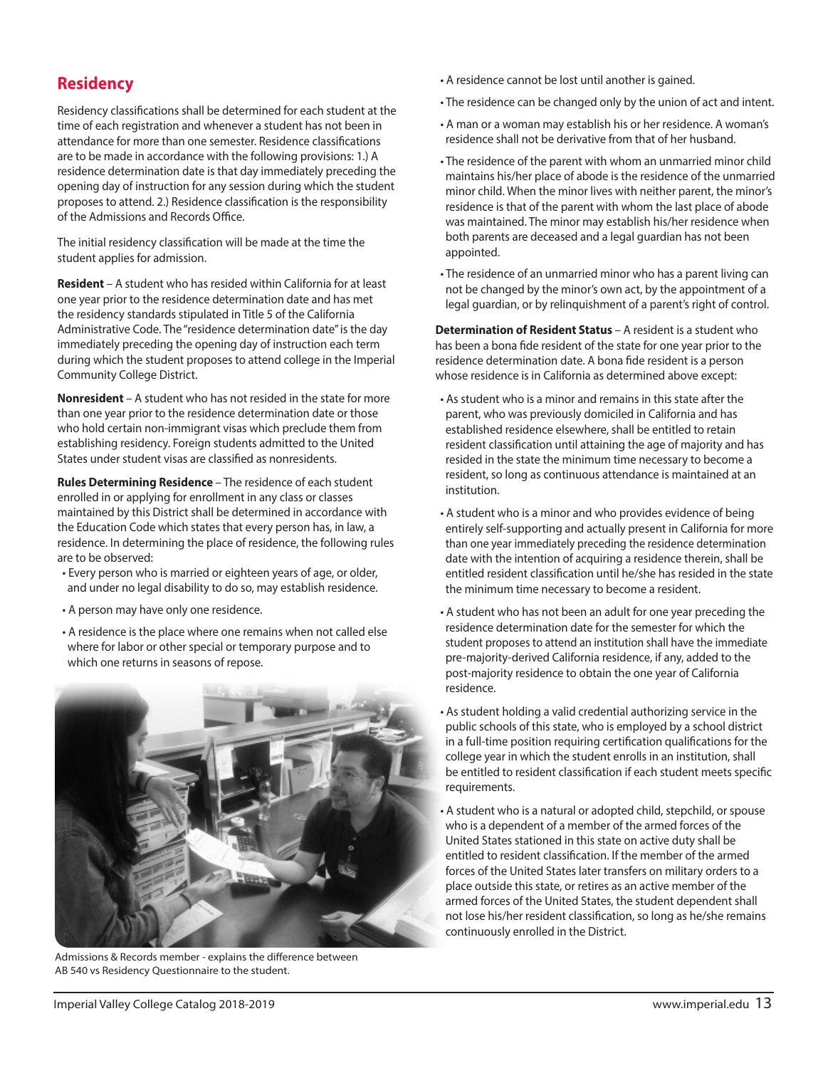## Residency

Residency classifications shall be determined for each student at the time of each registration and whenever a student has not been in attendance for more than one semester. Residence classifications are to be made in accordance with the following provisions: 1.) A residence determination date is that day immediately preceding the opening day of instruction for any session during which the student proposes to attend. 2.) Residence classification is the responsibility of the Admissions and Records Office.

The initial residency classification will be made at the time the student applies for admission.

**Resident** – A student who has resided within California for at least one year prior to the residence determination date and has met the residency standards stipulated in Title 5 of the California Administrative Code. The "residence determination date" is the day immediately preceding the opening day of instruction each term during which the student proposes to attend college in the Imperial Community College District.

**Nonresident** – A student who has not resided in the state for more than one year prior to the residence determination date or those who hold certain non-immigrant visas which preclude them from establishing residency. Foreign students admitted to the United States under student visas are classified as nonresidents.

**Rules Determining Residence** – The residence of each student enrolled in or applying for enrollment in any class or classes maintained by this District shall be determined in accordance with the Education Code which states that every person has, in law, a residence. In determining the place of residence, the following rules are to be observed:

- Every person who is married or eighteen years of age, or older, and under no legal disability to do so, may establish residence.
- A person may have only one residence.
- A residence is the place where one remains when not called else where for labor or other special or temporary purpose and to which one returns in seasons of repose.

Admissions & Records member - explains the difference between AB 540 vs Residency Questionnaire to the student.

- A residence cannot be lost until another is gained.
- The residence can be changed only by the union of act and intent.
- A man or a woman may establish his or her residence. A woman's residence shall not be derivative from that of her husband.
- The residence of the parent with whom an unmarried minor child maintains his/her place of abode is the residence of the unmarried minor child. When the minor lives with neither parent, the minor's residence is that of the parent with whom the last place of abode was maintained. The minor may establish his/her residence when both parents are deceased and a legal guardian has not been appointed.
- The residence of an unmarried minor who has a parent living can not be changed by the minor's own act, by the appointment of a legal guardian, or by relinquishment of a parent's right of control.

**Determination of Resident Status** – A resident is a student who has been a bona fide resident of the state for one year prior to the residence determination date. A bona fide resident is a person whose residence is in California as determined above except:

- As student who is a minor and remains in this state after the parent, who was previously domiciled in California and has established residence elsewhere, shall be entitled to retain resident classification until attaining the age of majority and has resided in the state the minimum time necessary to become a resident, so long as continuous attendance is maintained at an institution.
- A student who is a minor and who provides evidence of being entirely self-supporting and actually present in California for more than one year immediately preceding the residence determination date with the intention of acquiring a residence therein, shall be entitled resident classification until he/she has resided in the state the minimum time necessary to become a resident.
- A student who has not been an adult for one year preceding the residence determination date for the semester for which the student proposes to attend an institution shall have the immediate pre-majority-derived California residence, if any, added to the post-majority residence to obtain the one year of California residence.
- As student holding a valid credential authorizing service in the public schools of this state, who is employed by a school district in a full-time position requiring certification qualifications for the college year in which the student enrolls in an institution, shall be entitled to resident classification if each student meets specific requirements.
- A student who is a natural or adopted child, stepchild, or spouse who is a dependent of a member of the armed forces of the United States stationed in this state on active duty shall be entitled to resident classification. If the member of the armed forces of the United States later transfers on military orders to a place outside this state, or retires as an active member of the armed forces of the United States, the student dependent shall not lose his/her resident classification, so long as he/she remains continuously enrolled in the District.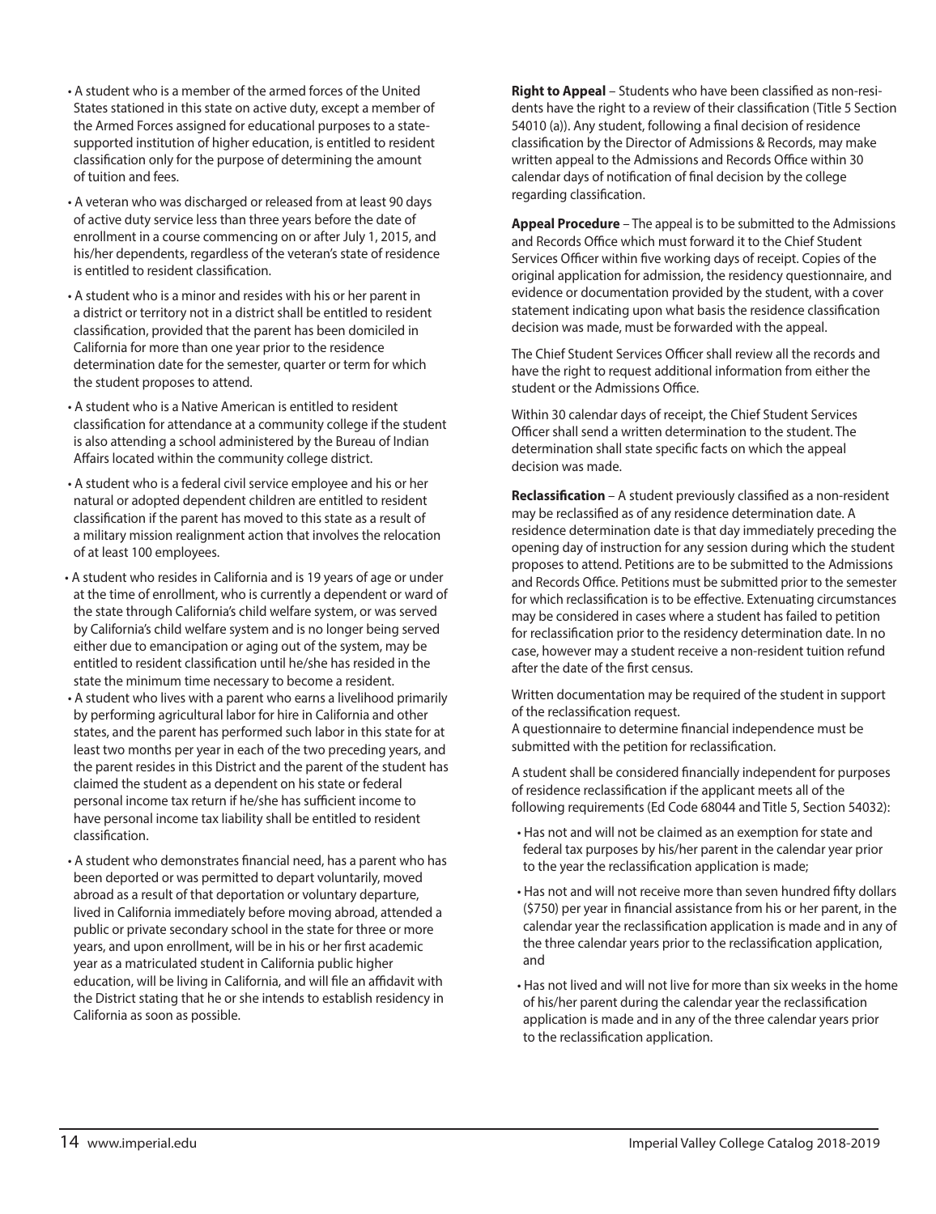- A student who is a member of the armed forces of the United States stationed in this state on active duty, except a member of the Armed Forces assigned for educational purposes to a state-supported institution of higher education, is entitled to resident classification only for the purpose of determining the amount of tuition and fees.
- A veteran who was discharged or released from at least 90 days of active duty service less than three years before the date of enrollment in a course commencing on or after July 1, 2015, and his/her dependents, regardless of the veteran's state of residence is entitled to resident classification.
- A student who is a minor and resides with his or her parent in a district or territory not in a district shall be entitled to resident classification, provided that the parent has been domiciled in California for more than one year prior to the residence determination date for the semester, quarter or term for which the student proposes to attend.
- A student who is a Native American is entitled to resident classification for attendance at a community college if the student is also attending a school administered by the Bureau of Indian Affairs located within the community college district.
- A student who is a federal civil service employee and his or her natural or adopted dependent children are entitled to resident classification if the parent has moved to this state as a result of a military mission realignment action that involves the relocation of at least 100 employees.
- A student who resides in California and is 19 years of age or under at the time of enrollment, who is currently a dependent or ward of the state through California's child welfare system, or was served by California's child welfare system and is no longer being served either due to emancipation or aging out of the system, may be entitled to resident classification until he/she has resided in the state the minimum time necessary to become a resident.
- A student who lives with a parent who earns a livelihood primarily by performing agricultural labor for hire in California and other states, and the parent has performed such labor in this state for at least two months per year in each of the two preceding years, and the parent resides in this District and the parent of the student has claimed the student as a dependent on his state or federal personal income tax return if he/she has sufficient income to have personal income tax liability shall be entitled to resident classification.
- A student who demonstrates financial need, has a parent who has been deported or was permitted to depart voluntarily, moved abroad as a result of that deportation or voluntary departure, lived in California immediately before moving abroad, attended a public or private secondary school in the state for three or more years, and upon enrollment, will be in his or her first academic year as a matriculated student in California public higher education, will be living in California, and will file an affidavit with the District stating that he or she intends to establish residency in California as soon as possible.

**Right to Appeal** – Students who have been classified as non-residents have the right to a review of their classification (Title 5 Section 54010 (a)). Any student, following a final decision of residence classification by the Director of Admissions & Records, may make written appeal to the Admissions and Records Office within 30 calendar days of notification of final decision by the college regarding classification.

**Appeal Procedure** – The appeal is to be submitted to the Admissions and Records Office which must forward it to the Chief Student Services Officer within five working days of receipt. Copies of the original application for admission, the residency questionnaire, and evidence or documentation provided by the student, with a cover statement indicating upon what basis the residence classification decision was made, must be forwarded with the appeal.

The Chief Student Services Officer shall review all the records and have the right to request additional information from either the student or the Admissions Office.

Within 30 calendar days of receipt, the Chief Student Services Officer shall send a written determination to the student. The determination shall state specific facts on which the appeal decision was made.

**Reclassification** – A student previously classified as a non-resident may be reclassified as of any residence determination date. A residence determination date is that day immediately preceding the opening day of instruction for any session during which the student proposes to attend. Petitions are to be submitted to the Admissions and Records Office. Petitions must be submitted prior to the semester for which reclassification is to be effective. Extenuating circumstances may be considered in cases where a student has failed to petition for reclassification prior to the residency determination date. In no case, however may a student receive a non-resident tuition refund after the date of the first census.

Written documentation may be required of the student in support of the reclassification request.
A questionnaire to determine financial independence must be submitted with the petition for reclassification.

A student shall be considered financially independent for purposes of residence reclassification if the applicant meets all of the following requirements (Ed Code 68044 and Title 5, Section 54032):

- Has not and will not be claimed as an exemption for state and federal tax purposes by his/her parent in the calendar year prior to the year the reclassification application is made;
- Has not and will not receive more than seven hundred fifty dollars ($750) per year in financial assistance from his or her parent, in the calendar year the reclassification application is made and in any of the three calendar years prior to the reclassification application, and
- Has not lived and will not live for more than six weeks in the home of his/her parent during the calendar year the reclassification application is made and in any of the three calendar years prior to the reclassification application.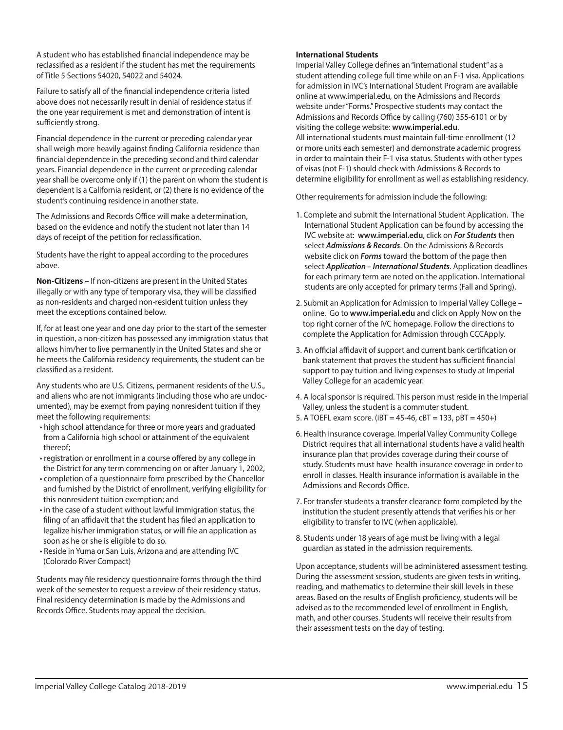A student who has established financial independence may be reclassified as a resident if the student has met the requirements of Title 5 Sections 54020, 54022 and 54024.

Failure to satisfy all of the financial independence criteria listed above does not necessarily result in denial of residence status if the one year requirement is met and demonstration of intent is sufficiently strong.

Financial dependence in the current or preceding calendar year shall weigh more heavily against finding California residence than financial dependence in the preceding second and third calendar years. Financial dependence in the current or preceding calendar year shall be overcome only if (1) the parent on whom the student is dependent is a California resident, or (2) there is no evidence of the student's continuing residence in another state.

The Admissions and Records Office will make a determination, based on the evidence and notify the student not later than 14 days of receipt of the petition for reclassification.

Students have the right to appeal according to the procedures above.

**Non-Citizens** – If non-citizens are present in the United States illegally or with any type of temporary visa, they will be classified as non-residents and charged non-resident tuition unless they meet the exceptions contained below.

If, for at least one year and one day prior to the start of the semester in question, a non-citizen has possessed any immigration status that allows him/her to live permanently in the United States and she or he meets the California residency requirements, the student can be classified as a resident.

Any students who are U.S. Citizens, permanent residents of the U.S., and aliens who are not immigrants (including those who are undocumented), may be exempt from paying nonresident tuition if they meet the following requirements:

- high school attendance for three or more years and graduated from a California high school or attainment of the equivalent thereof;
- registration or enrollment in a course offered by any college in the District for any term commencing on or after January 1, 2002,
- completion of a questionnaire form prescribed by the Chancellor and furnished by the District of enrollment, verifying eligibility for this nonresident tuition exemption; and
- in the case of a student without lawful immigration status, the filing of an affidavit that the student has filed an application to legalize his/her immigration status, or will file an application as soon as he or she is eligible to do so.
- Reside in Yuma or San Luis, Arizona and are attending IVC (Colorado River Compact)

Students may file residency questionnaire forms through the third week of the semester to request a review of their residency status. Final residency determination is made by the Admissions and Records Office. Students may appeal the decision.

**International Students**

Imperial Valley College defines an "international student" as a student attending college full time while on an F-1 visa. Applications for admission in IVC's International Student Program are available online at www.imperial.edu, on the Admissions and Records website under "Forms." Prospective students may contact the Admissions and Records Office by calling (760) 355-6101 or by visiting the college website: **www.imperial.edu**.

All international students must maintain full-time enrollment (12 or more units each semester) and demonstrate academic progress in order to maintain their F-1 visa status. Students with other types of visas (not F-1) should check with Admissions & Records to determine eligibility for enrollment as well as establishing residency.

Other requirements for admission include the following:

1. Complete and submit the International Student Application. The International Student Application can be found by accessing the IVC website at: **www.imperial.edu**, click on ***For Students*** then select ***Admissions & Records***. On the Admissions & Records website click on ***Forms*** toward the bottom of the page then select ***Application – International Students***. Application deadlines for each primary term are noted on the application. International students are only accepted for primary terms (Fall and Spring).
2. Submit an Application for Admission to Imperial Valley College – online. Go to **www.imperial.edu** and click on Apply Now on the top right corner of the IVC homepage. Follow the directions to complete the Application for Admission through CCCApply.
3. An official affidavit of support and current bank certification or bank statement that proves the student has sufficient financial support to pay tuition and living expenses to study at Imperial Valley College for an academic year.
4. A local sponsor is required. This person must reside in the Imperial Valley, unless the student is a commuter student.
5. A TOEFL exam score. (iBT = 45-46, cBT = 133, pBT = 450+)
6. Health insurance coverage. Imperial Valley Community College District requires that all international students have a valid health insurance plan that provides coverage during their course of study. Students must have health insurance coverage in order to enroll in classes. Health insurance information is available in the Admissions and Records Office.
7. For transfer students a transfer clearance form completed by the institution the student presently attends that verifies his or her eligibility to transfer to IVC (when applicable).
8. Students under 18 years of age must be living with a legal guardian as stated in the admission requirements.

Upon acceptance, students will be administered assessment testing. During the assessment session, students are given tests in writing, reading, and mathematics to determine their skill levels in these areas. Based on the results of English proficiency, students will be advised as to the recommended level of enrollment in English, math, and other courses. Students will receive their results from their assessment tests on the day of testing.